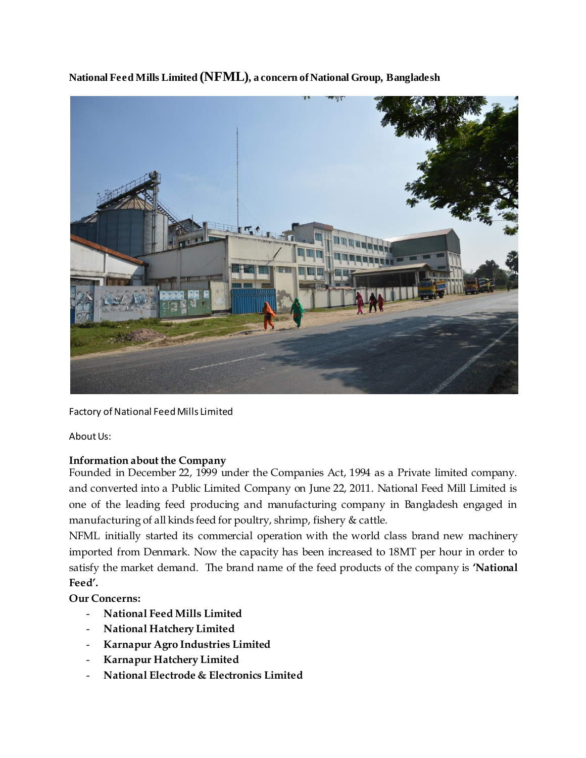**National Feed Mills Limited (NFML), a concern of National Group, Bangladesh**

Factory of National Feed Mills Limited

About Us:

**Information about the Company**

Founded in December 22, 1999 under the Companies Act, 1994 as a Private limited company. and converted into a Public Limited Company on June 22, 2011. National Feed Mill Limited is one of the leading feed producing and manufacturing company in Bangladesh engaged in manufacturing of all kinds feed for poultry, shrimp, fishery & cattle.

NFML initially started its commercial operation with the world class brand new machinery imported from Denmark. Now the capacity has been increased to 18MT per hour in order to satisfy the market demand. The brand name of the feed products of the company is **'National Feed'.**

**Our Concerns:**

- **National Feed Mills Limited**
- **National Hatchery Limited**
- **Karnapur Agro Industries Limited**
- **Karnapur Hatchery Limited**
- **National Electrode & Electronics Limited**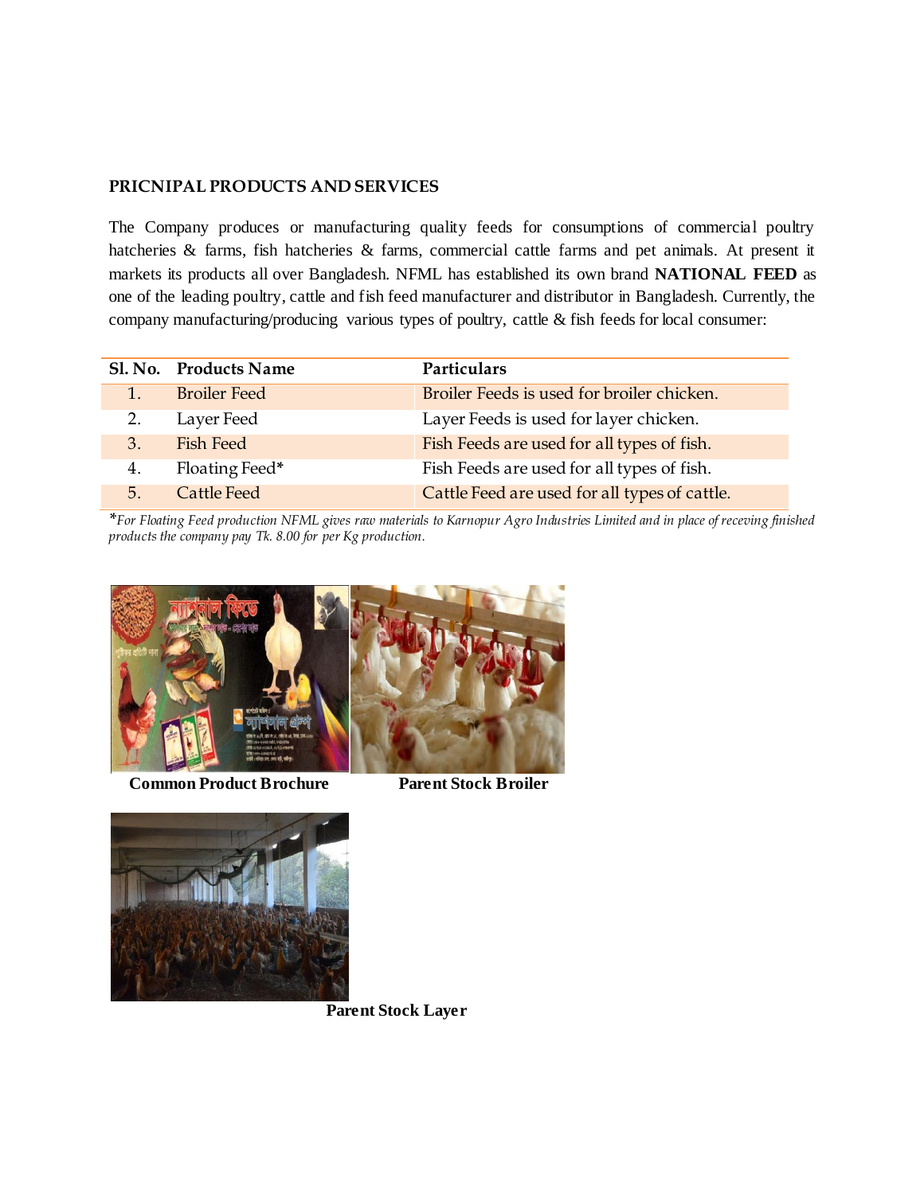## PRICNIPAL PRODUCTS AND SERVICES

The Company produces or manufacturing quality feeds for consumptions of commercial poultry hatcheries & farms, fish hatcheries & farms, commercial cattle farms and pet animals. At present it markets its products all over Bangladesh. NFML has established its own brand **NATIONAL FEED** as one of the leading poultry, cattle and fish feed manufacturer and distributor in Bangladesh. Currently, the company manufacturing/producing various types of poultry, cattle & fish feeds for local consumer:

| Sl. No. | Products Name | Particulars |
|---|---|---|
| 1. | Broiler Feed | Broiler Feeds is used for broiler chicken. |
| 2. | Layer Feed | Layer Feeds is used for layer chicken. |
| 3. | Fish Feed | Fish Feeds are used for all types of fish. |
| 4. | Floating Feed* | Fish Feeds are used for all types of fish. |
| 5. | Cattle Feed | Cattle Feed are used for all types of cattle. |

**For Floating Feed production NFML gives raw materials to Karnopur Agro Industries Limited and in place of receving finished products the company pay Tk. 8.00 for per Kg production.*

**Common Product Brochure**

**Parent Stock Broiler**

**Parent Stock Layer**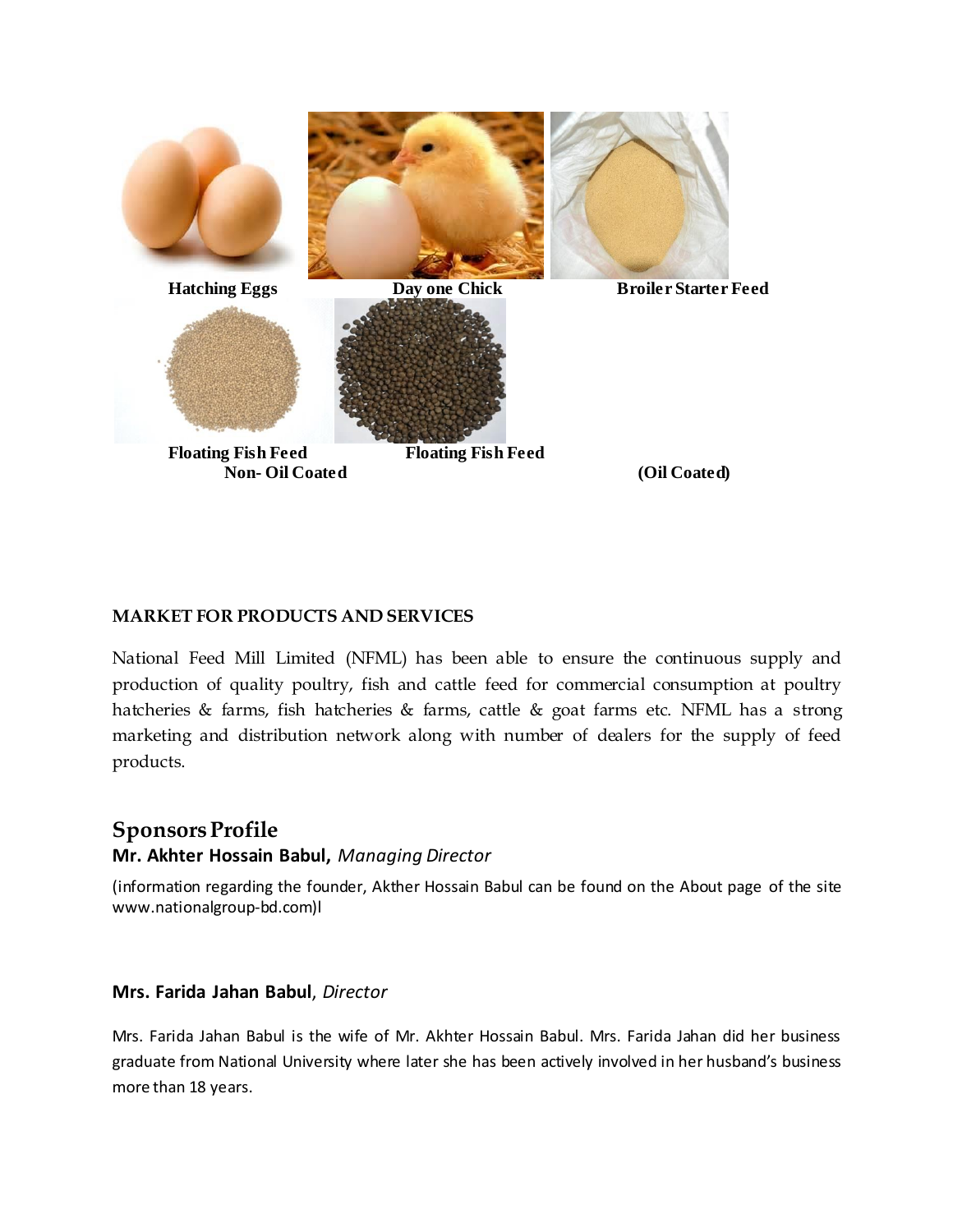Hatching Eggs

Day one Chick

Broiler Starter Feed

Floating Fish Feed
Non- Oil Coated

Floating Fish Feed
(Oil Coated)

**MARKET FOR PRODUCTS AND SERVICES**

National Feed Mill Limited (NFML) has been able to ensure the continuous supply and production of quality poultry, fish and cattle feed for commercial consumption at poultry hatcheries & farms, fish hatcheries & farms, cattle & goat farms etc. NFML has a strong marketing and distribution network along with number of dealers for the supply of feed products.

## Sponsors Profile

**Mr. Akhter Hossain Babul,** *Managing Director*

(information regarding the founder, Akther Hossain Babul can be found on the About page of the site www.nationalgroup-bd.com)l

**Mrs. Farida Jahan Babul**, *Director*

Mrs. Farida Jahan Babul is the wife of Mr. Akhter Hossain Babul. Mrs. Farida Jahan did her business graduate from National University where later she has been actively involved in her husband's business more than 18 years.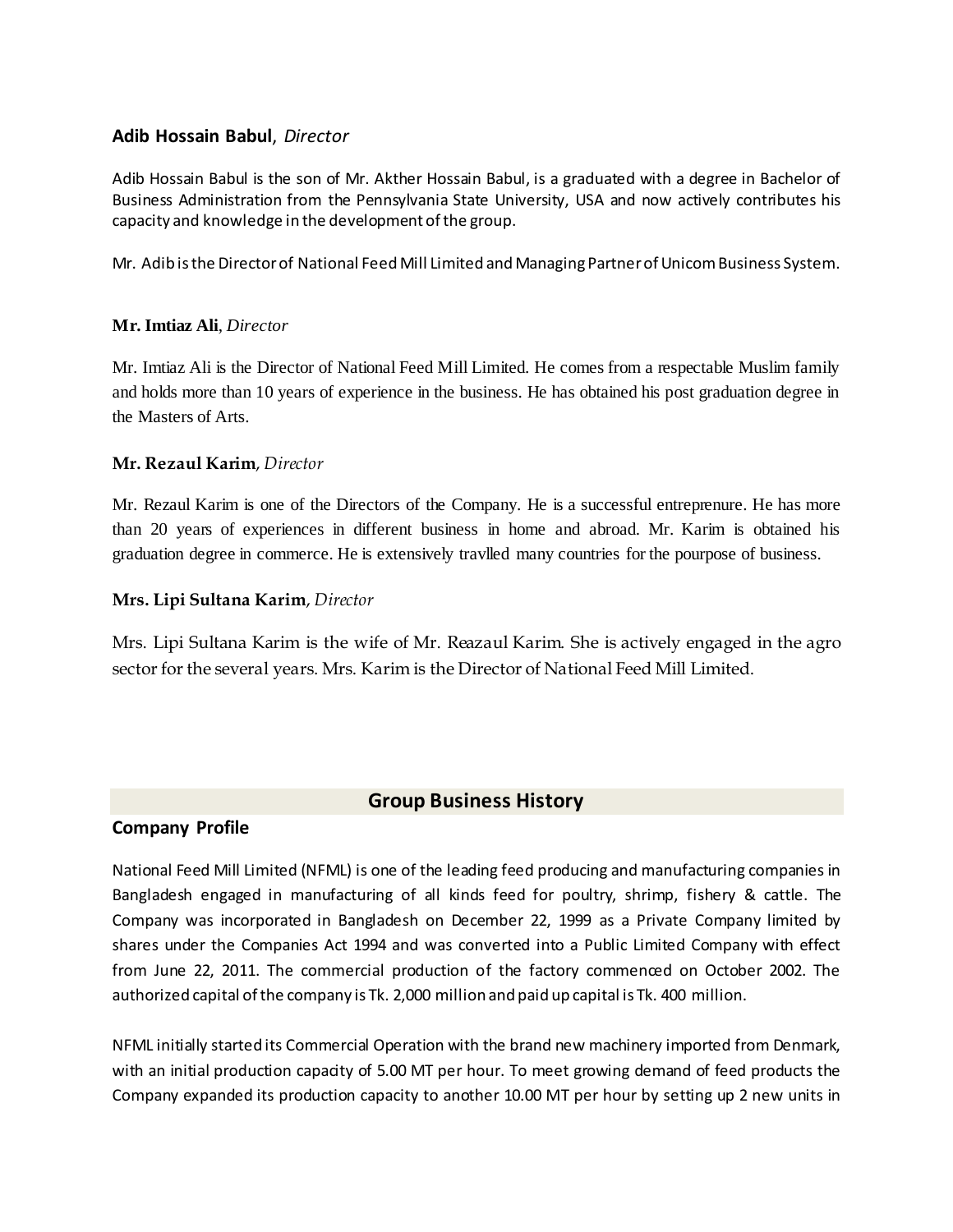**Adib Hossain Babul**, *Director*

Adib Hossain Babul is the son of Mr. Akther Hossain Babul, is a graduated with a degree in Bachelor of Business Administration from the Pennsylvania State University, USA and now actively contributes his capacity and knowledge in the development of the group.

Mr. Adib is the Director of National Feed Mill Limited and Managing Partner of Unicom Business System.

**Mr. Imtiaz Ali**, *Director*

Mr. Imtiaz Ali is the Director of National Feed Mill Limited. He comes from a respectable Muslim family and holds more than 10 years of experience in the business. He has obtained his post graduation degree in the Masters of Arts.

**Mr. Rezaul Karim**, *Director*

Mr. Rezaul Karim is one of the Directors of the Company. He is a successful entreprenure. He has more than 20 years of experiences in different business in home and abroad. Mr. Karim is obtained his graduation degree in commerce. He is extensively travlled many countries for the pourpose of business.

**Mrs. Lipi Sultana Karim**, *Director*

Mrs. Lipi Sultana Karim is the wife of Mr. Reazaul Karim. She is actively engaged in the agro sector for the several years. Mrs. Karim is the Director of National Feed Mill Limited.

## Group Business History

### Company Profile

National Feed Mill Limited (NFML) is one of the leading feed producing and manufacturing companies in Bangladesh engaged in manufacturing of all kinds feed for poultry, shrimp, fishery & cattle. The Company was incorporated in Bangladesh on December 22, 1999 as a Private Company limited by shares under the Companies Act 1994 and was converted into a Public Limited Company with effect from June 22, 2011. The commercial production of the factory commenced on October 2002. The authorized capital of the company is Tk. 2,000 million and paid up capital is Tk. 400 million.

NFML initially started its Commercial Operation with the brand new machinery imported from Denmark, with an initial production capacity of 5.00 MT per hour. To meet growing demand of feed products the Company expanded its production capacity to another 10.00 MT per hour by setting up 2 new units in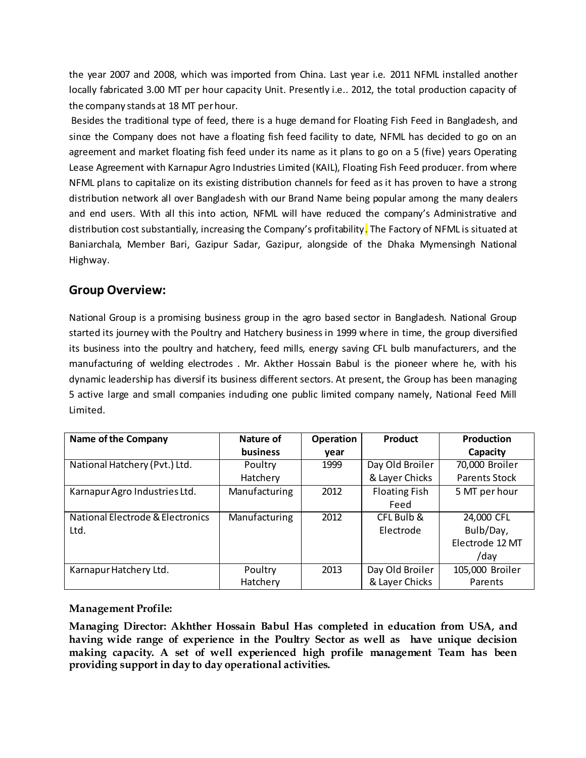the year 2007 and 2008, which was imported from China. Last year i.e. 2011 NFML installed another locally fabricated 3.00 MT per hour capacity Unit. Presently i.e.. 2012, the total production capacity of the company stands at 18 MT per hour.

Besides the traditional type of feed, there is a huge demand for Floating Fish Feed in Bangladesh, and since the Company does not have a floating fish feed facility to date, NFML has decided to go on an agreement and market floating fish feed under its name as it plans to go on a 5 (five) years Operating Lease Agreement with Karnapur Agro Industries Limited (KAIL), Floating Fish Feed producer. from where NFML plans to capitalize on its existing distribution channels for feed as it has proven to have a strong distribution network all over Bangladesh with our Brand Name being popular among the many dealers and end users. With all this into action, NFML will have reduced the company's Administrative and distribution cost substantially, increasing the Company's profitability. The Factory of NFML is situated at Baniarchala, Member Bari, Gazipur Sadar, Gazipur, alongside of the Dhaka Mymensingh National Highway.

## Group Overview:

National Group is a promising business group in the agro based sector in Bangladesh. National Group started its journey with the Poultry and Hatchery business in 1999 where in time, the group diversified its business into the poultry and hatchery, feed mills, energy saving CFL bulb manufacturers, and the manufacturing of welding electrodes . Mr. Akther Hossain Babul is the pioneer where he, with his dynamic leadership has diversif its business different sectors. At present, the Group has been managing 5 active large and small companies including one public limited company namely, National Feed Mill Limited.

| Name of the Company | Nature of business | Operation year | Product | Production Capacity |
|---|---|---|---|---|
| National Hatchery (Pvt.) Ltd. | Poultry Hatchery | 1999 | Day Old Broiler & Layer Chicks | 70,000 Broiler Parents Stock |
| Karnapur Agro Industries Ltd. | Manufacturing | 2012 | Floating Fish Feed | 5 MT per hour |
| National Electrode & Electronics Ltd. | Manufacturing | 2012 | CFL Bulb & Electrode | 24,000 CFL Bulb/Day, Electrode 12 MT /day |
| Karnapur Hatchery Ltd. | Poultry Hatchery | 2013 | Day Old Broiler & Layer Chicks | 105,000 Broiler Parents |

**Management Profile:**

**Managing Director: Akhther Hossain Babul Has completed in education from USA, and having wide range of experience in the Poultry Sector as well as have unique decision making capacity. A set of well experienced high profile management Team has been providing support in day to day operational activities.**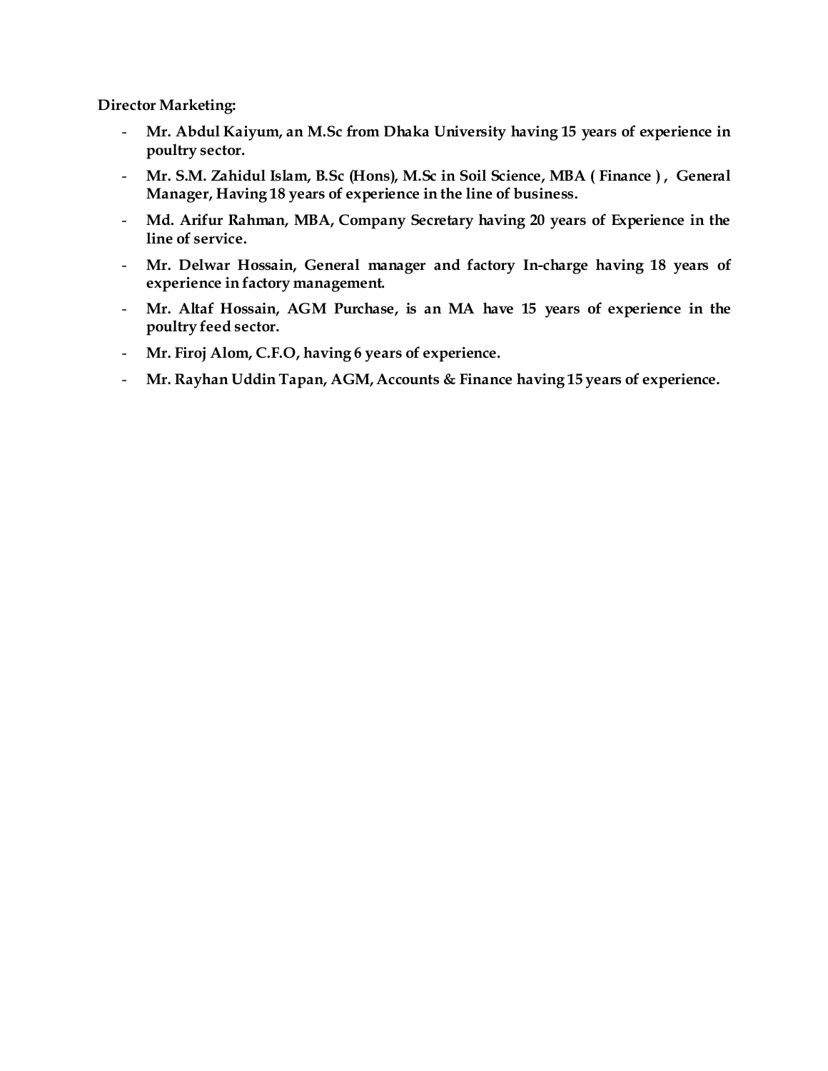**Director Marketing:**

- **Mr. Abdul Kaiyum, an M.Sc from Dhaka University having 15 years of experience in poultry sector.**
- **Mr. S.M. Zahidul Islam, B.Sc (Hons), M.Sc in Soil Science, MBA ( Finance ) , General Manager, Having 18 years of experience in the line of business.**
- **Md. Arifur Rahman, MBA, Company Secretary having 20 years of Experience in the line of service.**
- **Mr. Delwar Hossain, General manager and factory In-charge having 18 years of experience in factory management.**
- **Mr. Altaf Hossain, AGM Purchase, is an MA have 15 years of experience in the poultry feed sector.**
- **Mr. Firoj Alom, C.F.O, having 6 years of experience.**
- **Mr. Rayhan Uddin Tapan, AGM, Accounts & Finance having 15 years of experience.**